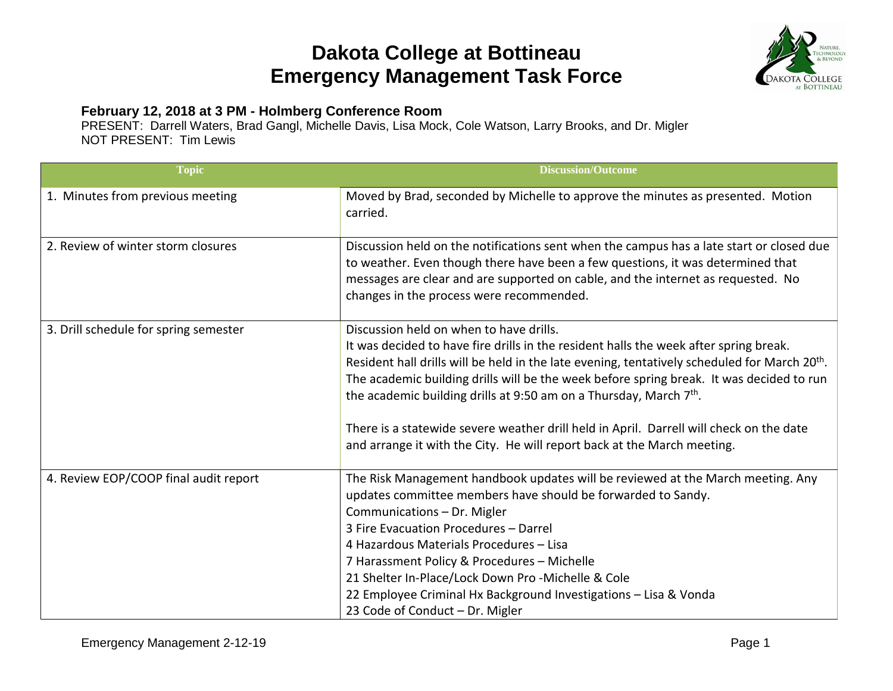# Dakota College at Bottineau
# Emergency Management Task Force

**February 12, 2018 at 3 PM - Holmberg Conference Room**

PRESENT: Darrell Waters, Brad Gangl, Michelle Davis, Lisa Mock, Cole Watson, Larry Brooks, and Dr. Migler
NOT PRESENT: Tim Lewis

| Topic | Discussion/Outcome |
|---|---|
| 1. Minutes from previous meeting | Moved by Brad, seconded by Michelle to approve the minutes as presented. Motion carried. |
| 2. Review of winter storm closures | Discussion held on the notifications sent when the campus has a late start or closed due to weather. Even though there have been a few questions, it was determined that messages are clear and are supported on cable, and the internet as requested. No changes in the process were recommended. |
| 3. Drill schedule for spring semester | Discussion held on when to have drills.<br>It was decided to have fire drills in the resident halls the week after spring break. Resident hall drills will be held in the late evening, tentatively scheduled for March 20th. The academic building drills will be the week before spring break. It was decided to run the academic building drills at 9:50 am on a Thursday, March 7th.<br><br>There is a statewide severe weather drill held in April. Darrell will check on the date and arrange it with the City. He will report back at the March meeting. |
| 4. Review EOP/COOP final audit report | The Risk Management handbook updates will be reviewed at the March meeting. Any updates committee members have should be forwarded to Sandy.<br>Communications – Dr. Migler<br>3 Fire Evacuation Procedures – Darrel<br>4 Hazardous Materials Procedures – Lisa<br>7 Harassment Policy & Procedures – Michelle<br>21 Shelter In-Place/Lock Down Pro -Michelle & Cole<br>22 Employee Criminal Hx Background Investigations – Lisa & Vonda<br>23 Code of Conduct – Dr. Migler |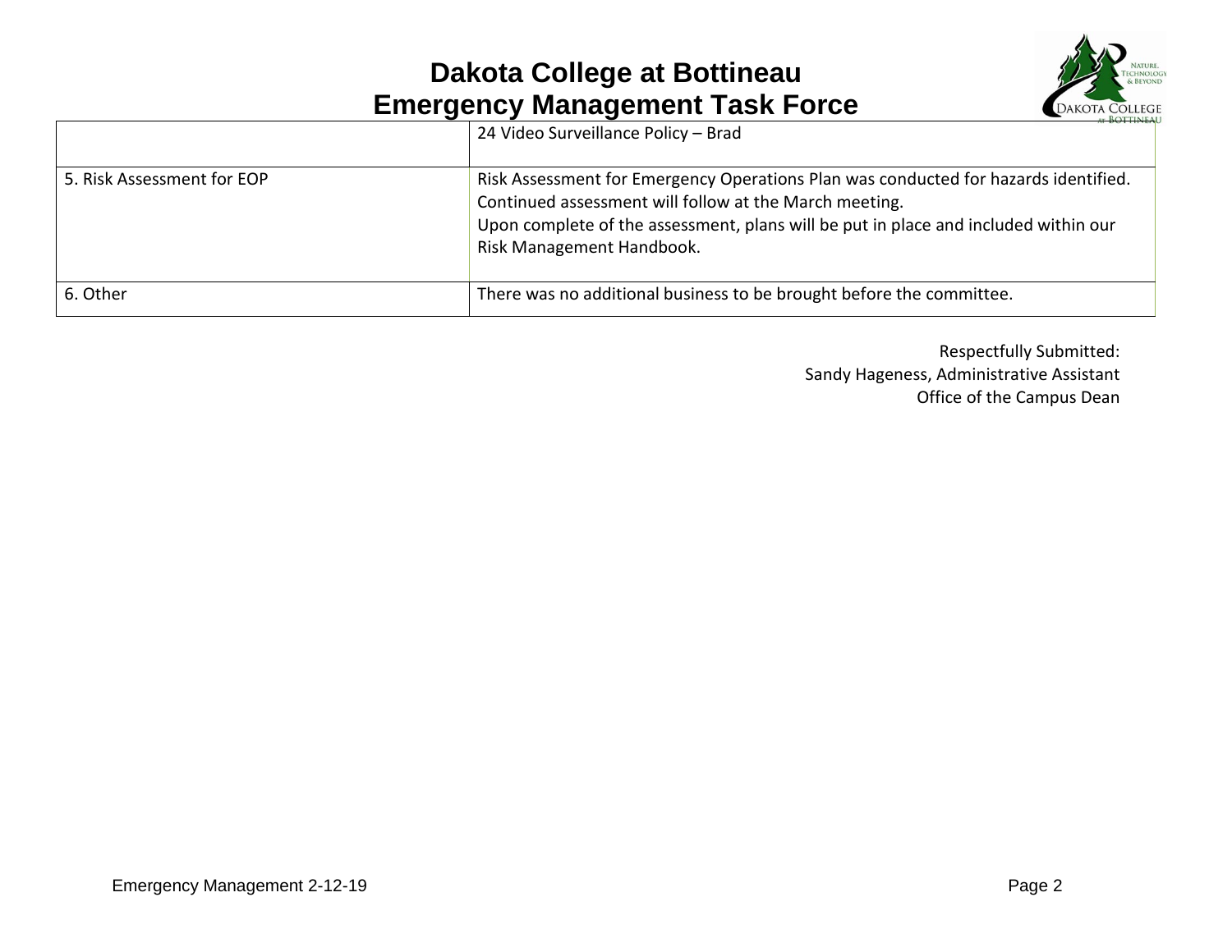# Dakota College at Bottineau
# Emergency Management Task Force

| | |
|---|---|
| | 24 Video Surveillance Policy – Brad |
| 5. Risk Assessment for EOP | Risk Assessment for Emergency Operations Plan was conducted for hazards identified. Continued assessment will follow at the March meeting.<br>Upon complete of the assessment, plans will be put in place and included within our Risk Management Handbook. |
| 6. Other | There was no additional business to be brought before the committee. |

Respectfully Submitted:
Sandy Hageness, Administrative Assistant
Office of the Campus Dean